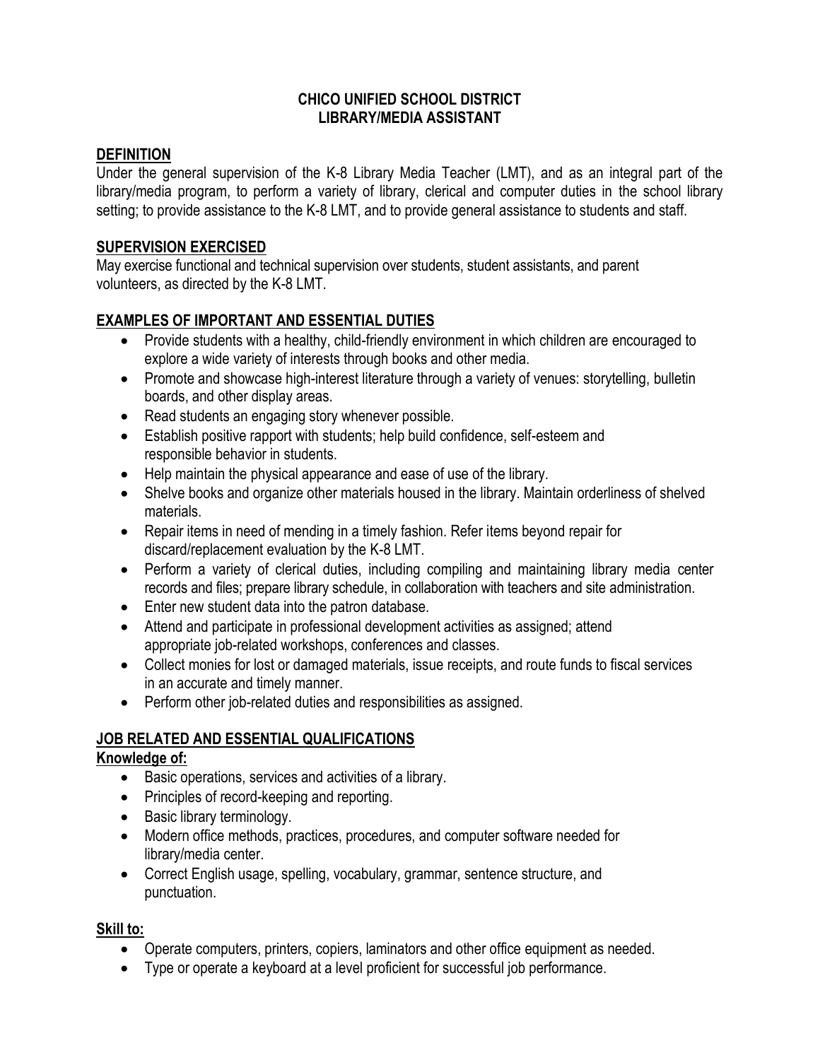# CHICO UNIFIED SCHOOL DISTRICT
# LIBRARY/MEDIA ASSISTANT

## DEFINITION

Under the general supervision of the K-8 Library Media Teacher (LMT), and as an integral part of the library/media program, to perform a variety of library, clerical and computer duties in the school library setting; to provide assistance to the K-8 LMT, and to provide general assistance to students and staff.

## SUPERVISION EXERCISED

May exercise functional and technical supervision over students, student assistants, and parent volunteers, as directed by the K-8 LMT.

## EXAMPLES OF IMPORTANT AND ESSENTIAL DUTIES

- Provide students with a healthy, child-friendly environment in which children are encouraged to explore a wide variety of interests through books and other media.
- Promote and showcase high-interest literature through a variety of venues: storytelling, bulletin boards, and other display areas.
- Read students an engaging story whenever possible.
- Establish positive rapport with students; help build confidence, self-esteem and responsible behavior in students.
- Help maintain the physical appearance and ease of use of the library.
- Shelve books and organize other materials housed in the library. Maintain orderliness of shelved materials.
- Repair items in need of mending in a timely fashion. Refer items beyond repair for discard/replacement evaluation by the K-8 LMT.
- Perform a variety of clerical duties, including compiling and maintaining library media center records and files; prepare library schedule, in collaboration with teachers and site administration.
- Enter new student data into the patron database.
- Attend and participate in professional development activities as assigned; attend appropriate job-related workshops, conferences and classes.
- Collect monies for lost or damaged materials, issue receipts, and route funds to fiscal services in an accurate and timely manner.
- Perform other job-related duties and responsibilities as assigned.

## JOB RELATED AND ESSENTIAL QUALIFICATIONS

### Knowledge of:

- Basic operations, services and activities of a library.
- Principles of record-keeping and reporting.
- Basic library terminology.
- Modern office methods, practices, procedures, and computer software needed for library/media center.
- Correct English usage, spelling, vocabulary, grammar, sentence structure, and punctuation.

### Skill to:

- Operate computers, printers, copiers, laminators and other office equipment as needed.
- Type or operate a keyboard at a level proficient for successful job performance.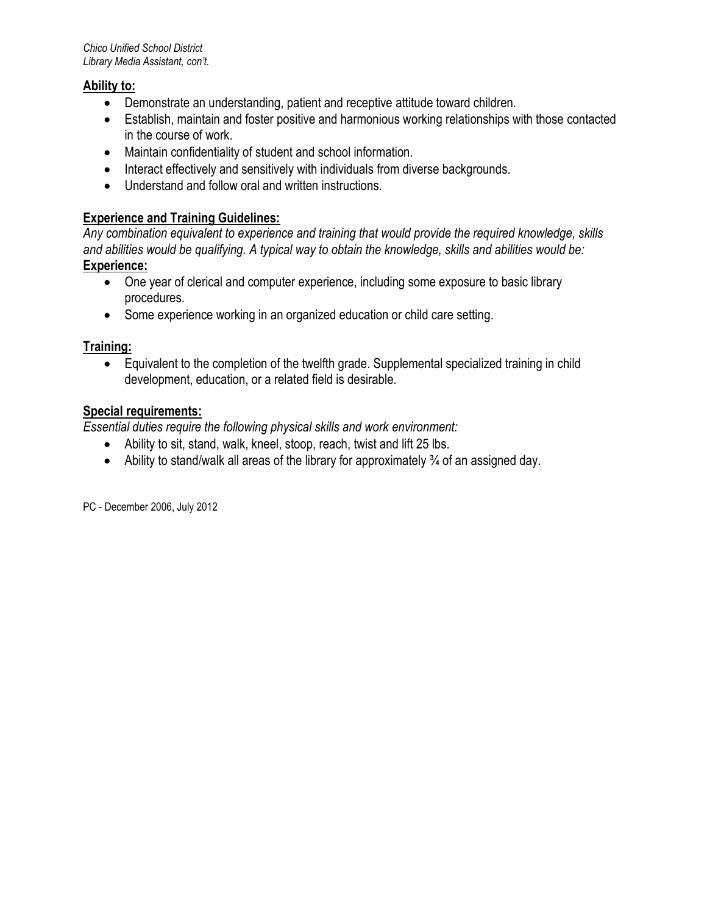## Ability to:

- Demonstrate an understanding, patient and receptive attitude toward children.
- Establish, maintain and foster positive and harmonious working relationships with those contacted in the course of work.
- Maintain confidentiality of student and school information.
- Interact effectively and sensitively with individuals from diverse backgrounds.
- Understand and follow oral and written instructions.

## Experience and Training Guidelines:

*Any combination equivalent to experience and training that would provide the required knowledge, skills and abilities would be qualifying. A typical way to obtain the knowledge, skills and abilities would be:*

### Experience:

- One year of clerical and computer experience, including some exposure to basic library procedures.
- Some experience working in an organized education or child care setting.

### Training:

- Equivalent to the completion of the twelfth grade. Supplemental specialized training in child development, education, or a related field is desirable.

## Special requirements:

*Essential duties require the following physical skills and work environment:*

- Ability to sit, stand, walk, kneel, stoop, reach, twist and lift 25 lbs.
- Ability to stand/walk all areas of the library for approximately ¾ of an assigned day.

PC - December 2006, July 2012